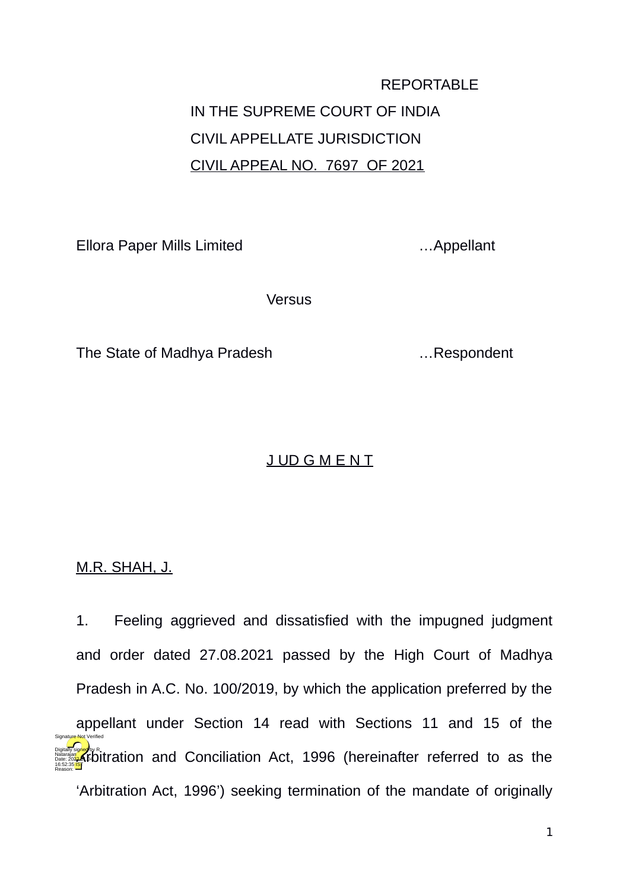REPORTABLE

IN THE SUPREME COURT OF INDIA

CIVIL APPELLATE JURISDICTION

CIVIL APPEAL NO. 7697 OF 2021

Ellora Paper Mills Limited …Appellant

Versus

The State of Madhya Pradesh …Respondent

J UD G M E N T

M.R. SHAH, J.

1. Feeling aggrieved and dissatisfied with the impugned judgment and order dated 27.08.2021 passed by the High Court of Madhya Pradesh in A.C. No. 100/2019, by which the application preferred by the appellant under Section 14 read with Sections 11 and 15 of the Arbitration and Conciliation Act, 1996 (hereinafter referred to as the 'Arbitration Act, 1996') seeking termination of the mandate of originally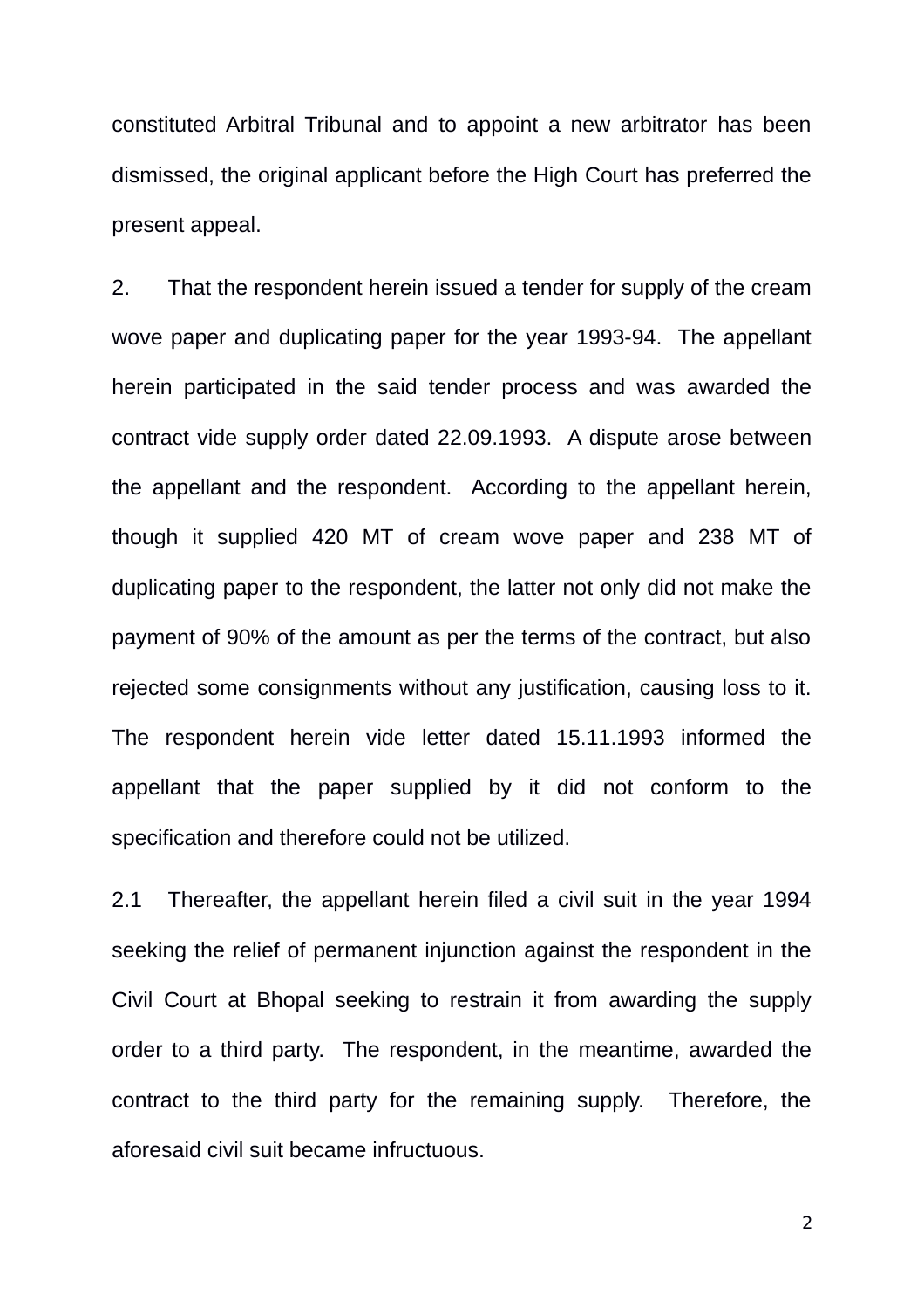constituted Arbitral Tribunal and to appoint a new arbitrator has been dismissed, the original applicant before the High Court has preferred the present appeal.

2. That the respondent herein issued a tender for supply of the cream wove paper and duplicating paper for the year 1993-94. The appellant herein participated in the said tender process and was awarded the contract vide supply order dated 22.09.1993. A dispute arose between the appellant and the respondent. According to the appellant herein, though it supplied 420 MT of cream wove paper and 238 MT of duplicating paper to the respondent, the latter not only did not make the payment of 90% of the amount as per the terms of the contract, but also rejected some consignments without any justification, causing loss to it. The respondent herein vide letter dated 15.11.1993 informed the appellant that the paper supplied by it did not conform to the specification and therefore could not be utilized.

2.1 Thereafter, the appellant herein filed a civil suit in the year 1994 seeking the relief of permanent injunction against the respondent in the Civil Court at Bhopal seeking to restrain it from awarding the supply order to a third party. The respondent, in the meantime, awarded the contract to the third party for the remaining supply. Therefore, the aforesaid civil suit became infructuous.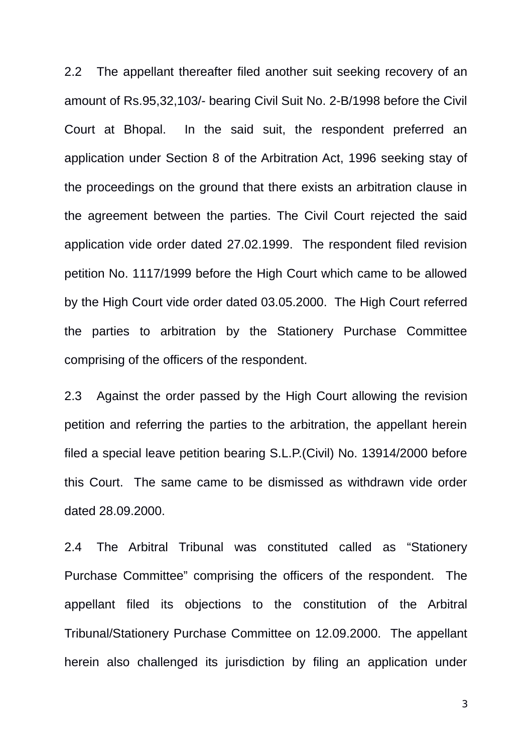2.2 The appellant thereafter filed another suit seeking recovery of an amount of Rs.95,32,103/- bearing Civil Suit No. 2-B/1998 before the Civil Court at Bhopal. In the said suit, the respondent preferred an application under Section 8 of the Arbitration Act, 1996 seeking stay of the proceedings on the ground that there exists an arbitration clause in the agreement between the parties. The Civil Court rejected the said application vide order dated 27.02.1999. The respondent filed revision petition No. 1117/1999 before the High Court which came to be allowed by the High Court vide order dated 03.05.2000. The High Court referred the parties to arbitration by the Stationery Purchase Committee comprising of the officers of the respondent.

2.3 Against the order passed by the High Court allowing the revision petition and referring the parties to the arbitration, the appellant herein filed a special leave petition bearing S.L.P.(Civil) No. 13914/2000 before this Court. The same came to be dismissed as withdrawn vide order dated 28.09.2000.

2.4 The Arbitral Tribunal was constituted called as “Stationery Purchase Committee” comprising the officers of the respondent. The appellant filed its objections to the constitution of the Arbitral Tribunal/Stationery Purchase Committee on 12.09.2000. The appellant herein also challenged its jurisdiction by filing an application under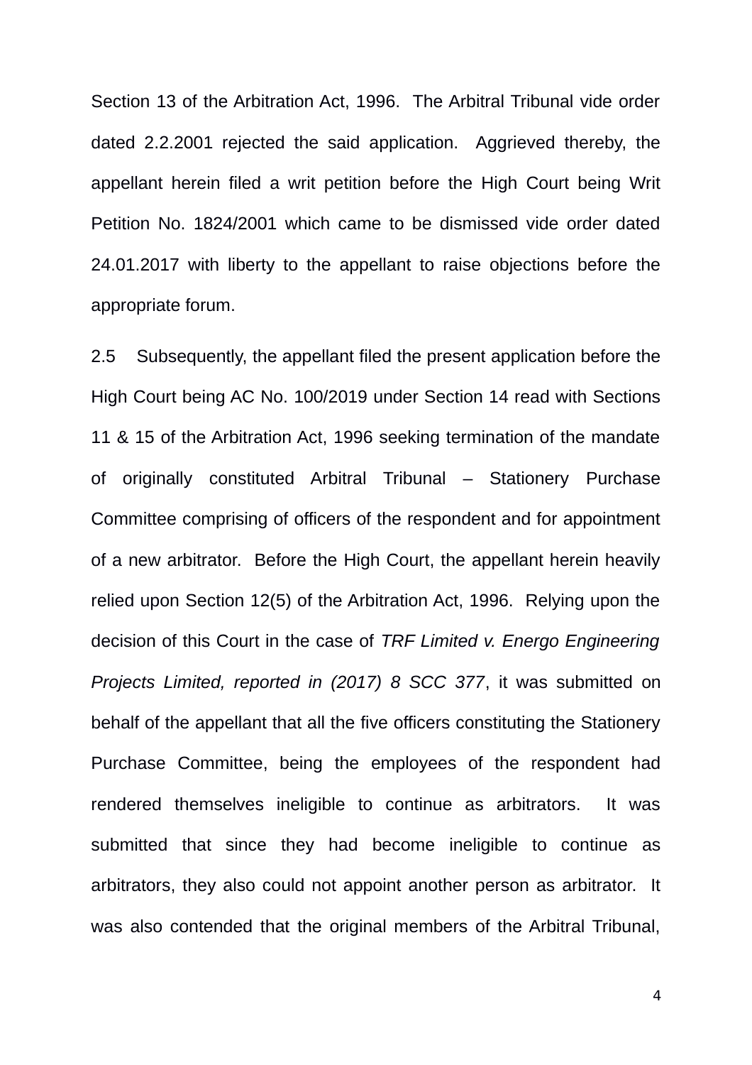Section 13 of the Arbitration Act, 1996. The Arbitral Tribunal vide order dated 2.2.2001 rejected the said application. Aggrieved thereby, the appellant herein filed a writ petition before the High Court being Writ Petition No. 1824/2001 which came to be dismissed vide order dated 24.01.2017 with liberty to the appellant to raise objections before the appropriate forum.

2.5 Subsequently, the appellant filed the present application before the High Court being AC No. 100/2019 under Section 14 read with Sections 11 & 15 of the Arbitration Act, 1996 seeking termination of the mandate of originally constituted Arbitral Tribunal – Stationery Purchase Committee comprising of officers of the respondent and for appointment of a new arbitrator. Before the High Court, the appellant herein heavily relied upon Section 12(5) of the Arbitration Act, 1996. Relying upon the decision of this Court in the case of *TRF Limited v. Energo Engineering Projects Limited, reported in (2017) 8 SCC 377*, it was submitted on behalf of the appellant that all the five officers constituting the Stationery Purchase Committee, being the employees of the respondent had rendered themselves ineligible to continue as arbitrators. It was submitted that since they had become ineligible to continue as arbitrators, they also could not appoint another person as arbitrator. It was also contended that the original members of the Arbitral Tribunal,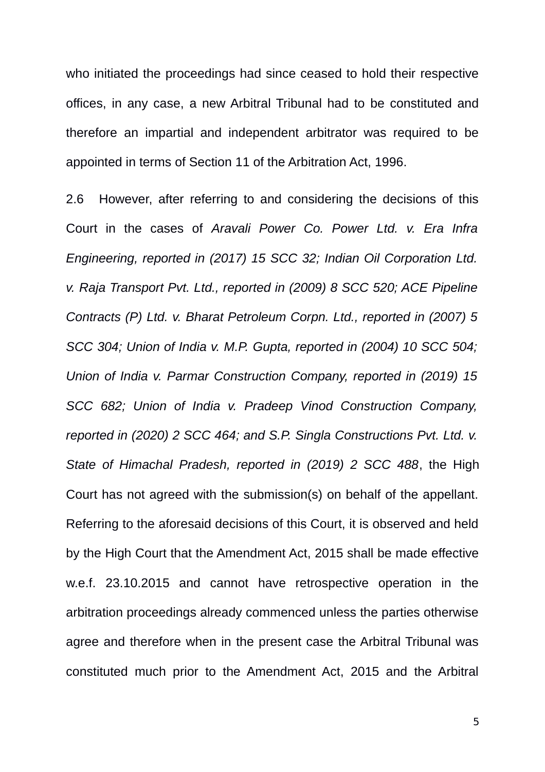who initiated the proceedings had since ceased to hold their respective offices, in any case, a new Arbitral Tribunal had to be constituted and therefore an impartial and independent arbitrator was required to be appointed in terms of Section 11 of the Arbitration Act, 1996.

2.6 However, after referring to and considering the decisions of this Court in the cases of *Aravali Power Co. Power Ltd. v. Era Infra Engineering, reported in (2017) 15 SCC 32; Indian Oil Corporation Ltd. v. Raja Transport Pvt. Ltd., reported in (2009) 8 SCC 520; ACE Pipeline Contracts (P) Ltd. v. Bharat Petroleum Corpn. Ltd., reported in (2007) 5 SCC 304; Union of India v. M.P. Gupta, reported in (2004) 10 SCC 504; Union of India v. Parmar Construction Company, reported in (2019) 15 SCC 682; Union of India v. Pradeep Vinod Construction Company, reported in (2020) 2 SCC 464; and S.P. Singla Constructions Pvt. Ltd. v. State of Himachal Pradesh, reported in (2019) 2 SCC 488*, the High Court has not agreed with the submission(s) on behalf of the appellant. Referring to the aforesaid decisions of this Court, it is observed and held by the High Court that the Amendment Act, 2015 shall be made effective w.e.f. 23.10.2015 and cannot have retrospective operation in the arbitration proceedings already commenced unless the parties otherwise agree and therefore when in the present case the Arbitral Tribunal was constituted much prior to the Amendment Act, 2015 and the Arbitral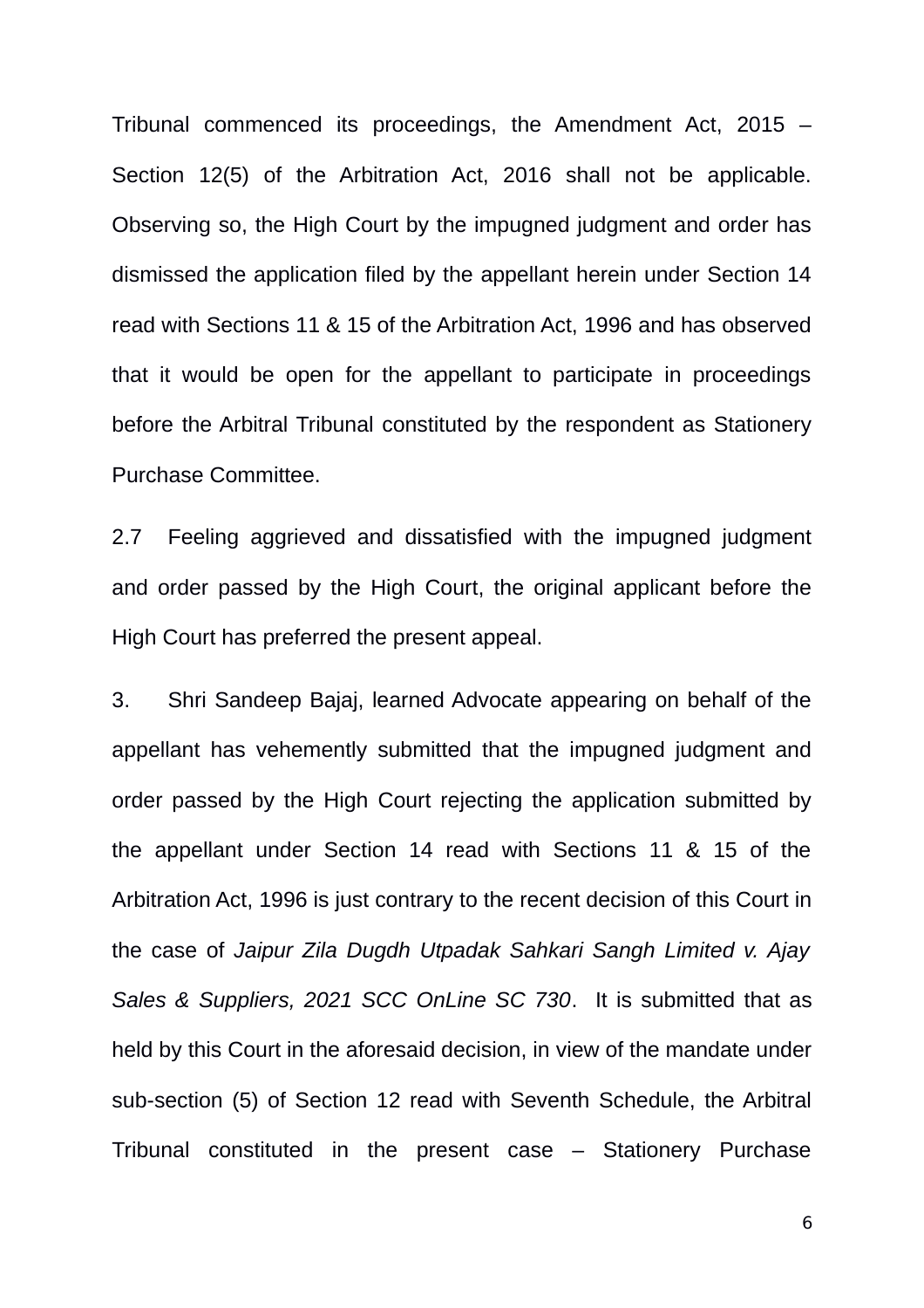Tribunal commenced its proceedings, the Amendment Act, 2015 – Section 12(5) of the Arbitration Act, 2016 shall not be applicable. Observing so, the High Court by the impugned judgment and order has dismissed the application filed by the appellant herein under Section 14 read with Sections 11 & 15 of the Arbitration Act, 1996 and has observed that it would be open for the appellant to participate in proceedings before the Arbitral Tribunal constituted by the respondent as Stationery Purchase Committee.

2.7 Feeling aggrieved and dissatisfied with the impugned judgment and order passed by the High Court, the original applicant before the High Court has preferred the present appeal.

3. Shri Sandeep Bajaj, learned Advocate appearing on behalf of the appellant has vehemently submitted that the impugned judgment and order passed by the High Court rejecting the application submitted by the appellant under Section 14 read with Sections 11 & 15 of the Arbitration Act, 1996 is just contrary to the recent decision of this Court in the case of *Jaipur Zila Dugdh Utpadak Sahkari Sangh Limited v. Ajay Sales & Suppliers, 2021 SCC OnLine SC 730*. It is submitted that as held by this Court in the aforesaid decision, in view of the mandate under sub-section (5) of Section 12 read with Seventh Schedule, the Arbitral Tribunal constituted in the present case – Stationery Purchase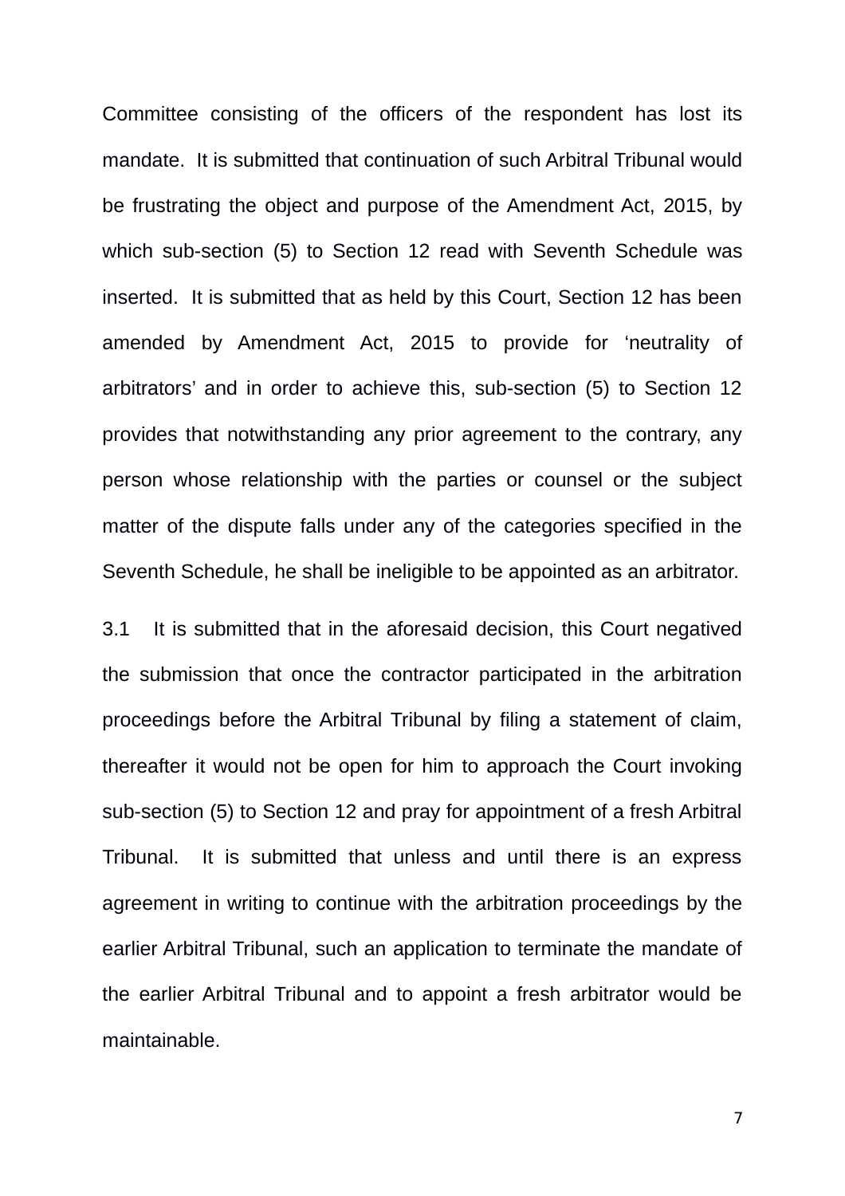Committee consisting of the officers of the respondent has lost its mandate. It is submitted that continuation of such Arbitral Tribunal would be frustrating the object and purpose of the Amendment Act, 2015, by which sub-section (5) to Section 12 read with Seventh Schedule was inserted. It is submitted that as held by this Court, Section 12 has been amended by Amendment Act, 2015 to provide for 'neutrality of arbitrators' and in order to achieve this, sub-section (5) to Section 12 provides that notwithstanding any prior agreement to the contrary, any person whose relationship with the parties or counsel or the subject matter of the dispute falls under any of the categories specified in the Seventh Schedule, he shall be ineligible to be appointed as an arbitrator.

3.1 It is submitted that in the aforesaid decision, this Court negatived the submission that once the contractor participated in the arbitration proceedings before the Arbitral Tribunal by filing a statement of claim, thereafter it would not be open for him to approach the Court invoking sub-section (5) to Section 12 and pray for appointment of a fresh Arbitral Tribunal. It is submitted that unless and until there is an express agreement in writing to continue with the arbitration proceedings by the earlier Arbitral Tribunal, such an application to terminate the mandate of the earlier Arbitral Tribunal and to appoint a fresh arbitrator would be maintainable.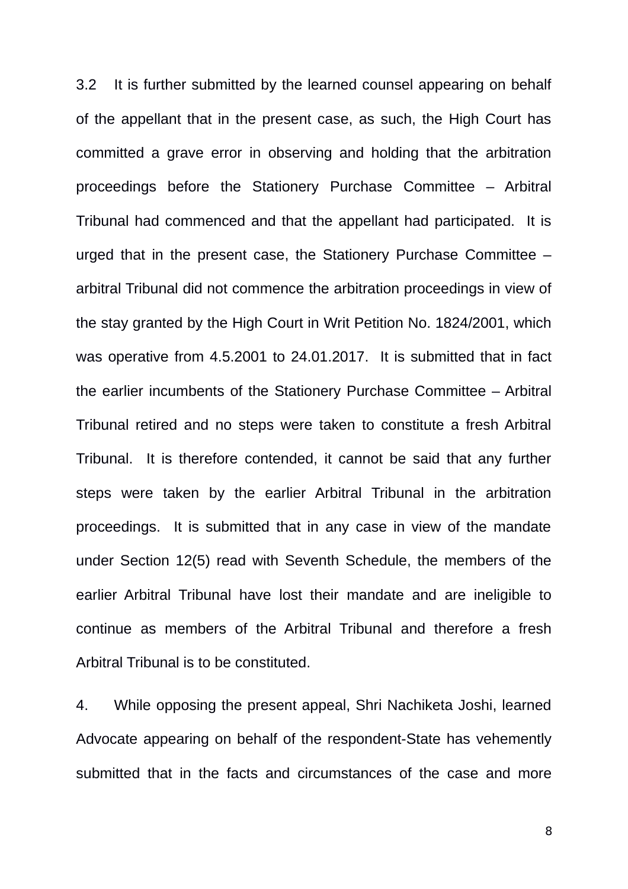3.2 It is further submitted by the learned counsel appearing on behalf of the appellant that in the present case, as such, the High Court has committed a grave error in observing and holding that the arbitration proceedings before the Stationery Purchase Committee – Arbitral Tribunal had commenced and that the appellant had participated. It is urged that in the present case, the Stationery Purchase Committee – arbitral Tribunal did not commence the arbitration proceedings in view of the stay granted by the High Court in Writ Petition No. 1824/2001, which was operative from 4.5.2001 to 24.01.2017. It is submitted that in fact the earlier incumbents of the Stationery Purchase Committee – Arbitral Tribunal retired and no steps were taken to constitute a fresh Arbitral Tribunal. It is therefore contended, it cannot be said that any further steps were taken by the earlier Arbitral Tribunal in the arbitration proceedings. It is submitted that in any case in view of the mandate under Section 12(5) read with Seventh Schedule, the members of the earlier Arbitral Tribunal have lost their mandate and are ineligible to continue as members of the Arbitral Tribunal and therefore a fresh Arbitral Tribunal is to be constituted.

4. While opposing the present appeal, Shri Nachiketa Joshi, learned Advocate appearing on behalf of the respondent-State has vehemently submitted that in the facts and circumstances of the case and more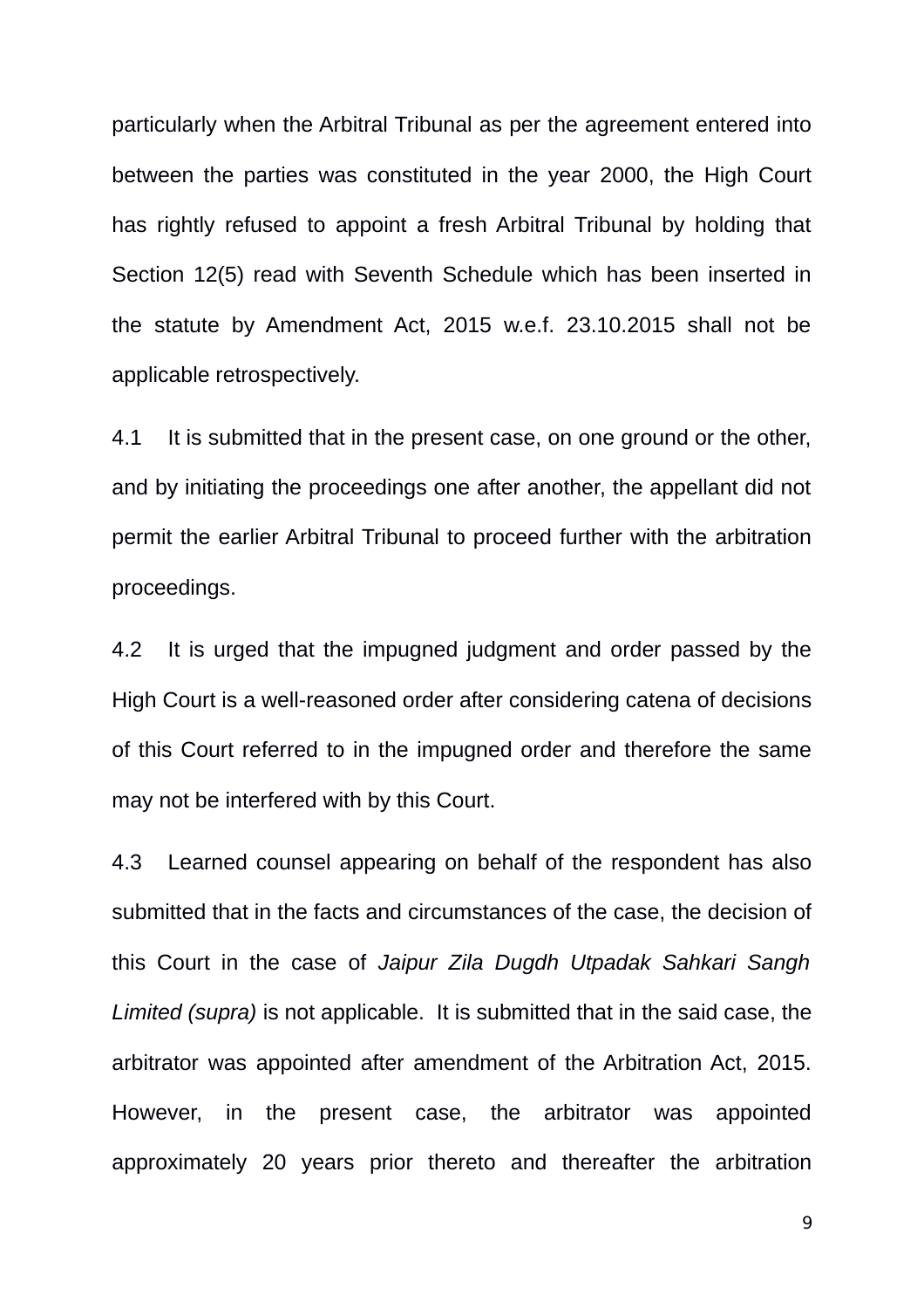particularly when the Arbitral Tribunal as per the agreement entered into between the parties was constituted in the year 2000, the High Court has rightly refused to appoint a fresh Arbitral Tribunal by holding that Section 12(5) read with Seventh Schedule which has been inserted in the statute by Amendment Act, 2015 w.e.f. 23.10.2015 shall not be applicable retrospectively.

4.1 It is submitted that in the present case, on one ground or the other, and by initiating the proceedings one after another, the appellant did not permit the earlier Arbitral Tribunal to proceed further with the arbitration proceedings.

4.2 It is urged that the impugned judgment and order passed by the High Court is a well-reasoned order after considering catena of decisions of this Court referred to in the impugned order and therefore the same may not be interfered with by this Court.

4.3 Learned counsel appearing on behalf of the respondent has also submitted that in the facts and circumstances of the case, the decision of this Court in the case of *Jaipur Zila Dugdh Utpadak Sahkari Sangh Limited (supra)* is not applicable. It is submitted that in the said case, the arbitrator was appointed after amendment of the Arbitration Act, 2015. However, in the present case, the arbitrator was appointed approximately 20 years prior thereto and thereafter the arbitration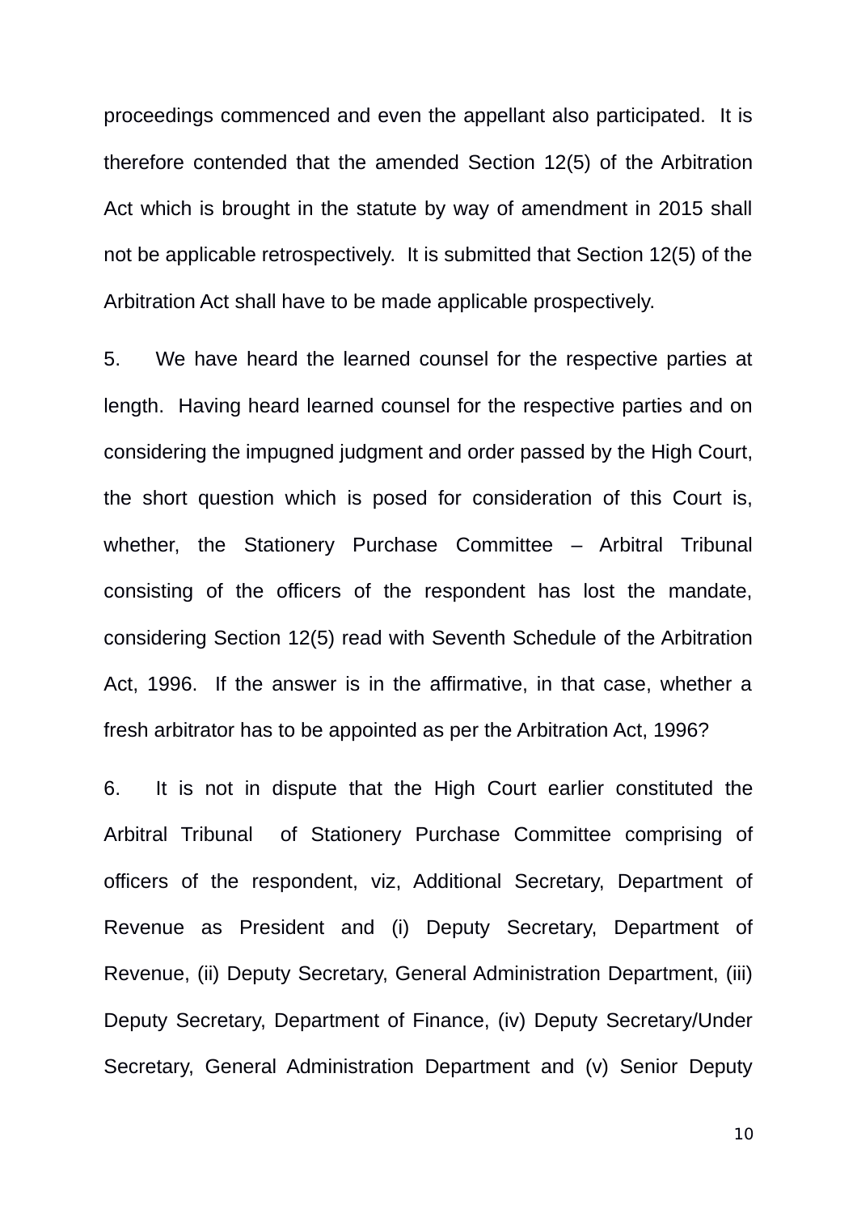proceedings commenced and even the appellant also participated. It is therefore contended that the amended Section 12(5) of the Arbitration Act which is brought in the statute by way of amendment in 2015 shall not be applicable retrospectively. It is submitted that Section 12(5) of the Arbitration Act shall have to be made applicable prospectively.

5. We have heard the learned counsel for the respective parties at length. Having heard learned counsel for the respective parties and on considering the impugned judgment and order passed by the High Court, the short question which is posed for consideration of this Court is, whether, the Stationery Purchase Committee – Arbitral Tribunal consisting of the officers of the respondent has lost the mandate, considering Section 12(5) read with Seventh Schedule of the Arbitration Act, 1996. If the answer is in the affirmative, in that case, whether a fresh arbitrator has to be appointed as per the Arbitration Act, 1996?

6. It is not in dispute that the High Court earlier constituted the Arbitral Tribunal of Stationery Purchase Committee comprising of officers of the respondent, viz, Additional Secretary, Department of Revenue as President and (i) Deputy Secretary, Department of Revenue, (ii) Deputy Secretary, General Administration Department, (iii) Deputy Secretary, Department of Finance, (iv) Deputy Secretary/Under Secretary, General Administration Department and (v) Senior Deputy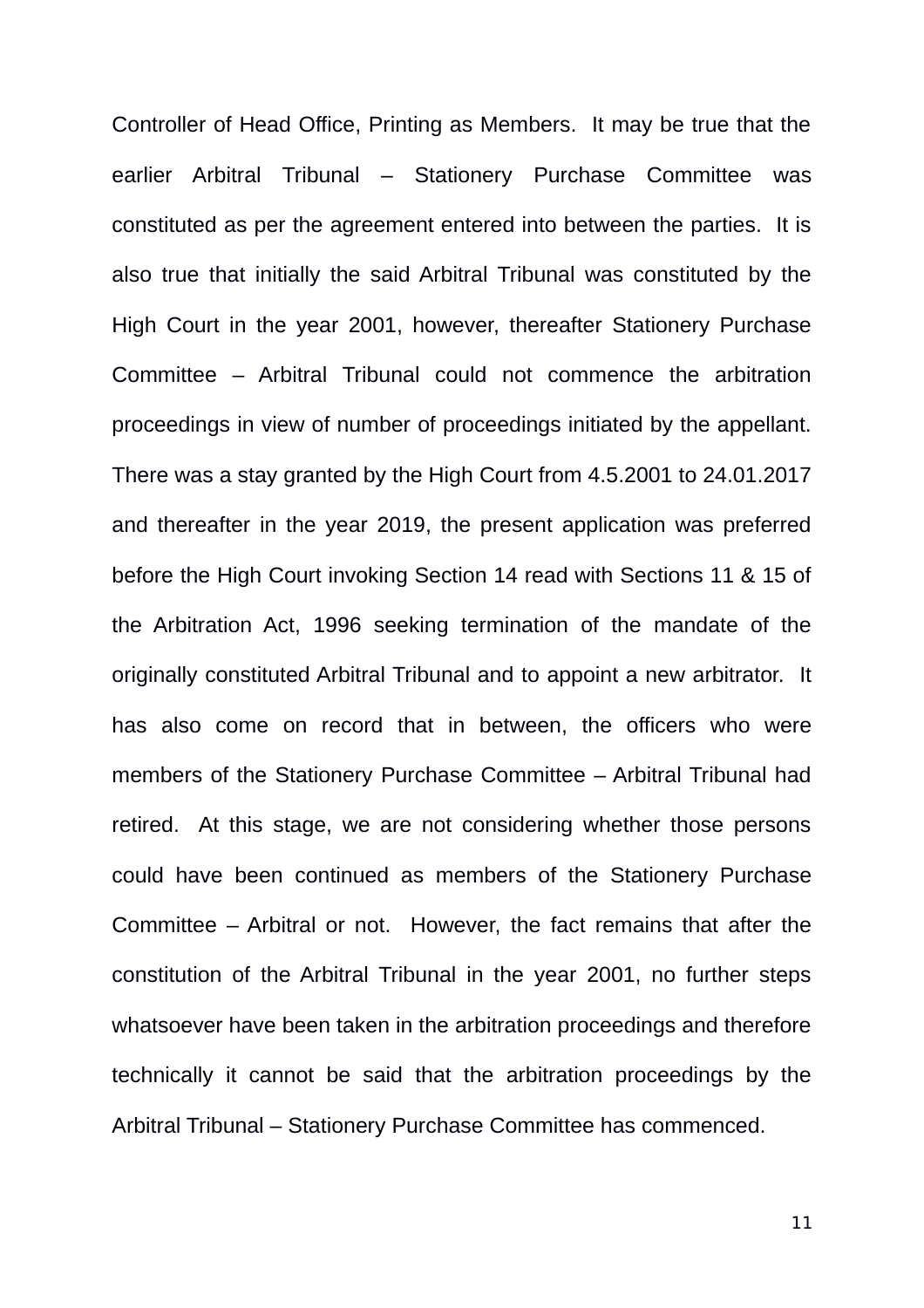Controller of Head Office, Printing as Members. It may be true that the earlier Arbitral Tribunal – Stationery Purchase Committee was constituted as per the agreement entered into between the parties. It is also true that initially the said Arbitral Tribunal was constituted by the High Court in the year 2001, however, thereafter Stationery Purchase Committee – Arbitral Tribunal could not commence the arbitration proceedings in view of number of proceedings initiated by the appellant. There was a stay granted by the High Court from 4.5.2001 to 24.01.2017 and thereafter in the year 2019, the present application was preferred before the High Court invoking Section 14 read with Sections 11 & 15 of the Arbitration Act, 1996 seeking termination of the mandate of the originally constituted Arbitral Tribunal and to appoint a new arbitrator. It has also come on record that in between, the officers who were members of the Stationery Purchase Committee – Arbitral Tribunal had retired. At this stage, we are not considering whether those persons could have been continued as members of the Stationery Purchase Committee – Arbitral or not. However, the fact remains that after the constitution of the Arbitral Tribunal in the year 2001, no further steps whatsoever have been taken in the arbitration proceedings and therefore technically it cannot be said that the arbitration proceedings by the Arbitral Tribunal – Stationery Purchase Committee has commenced.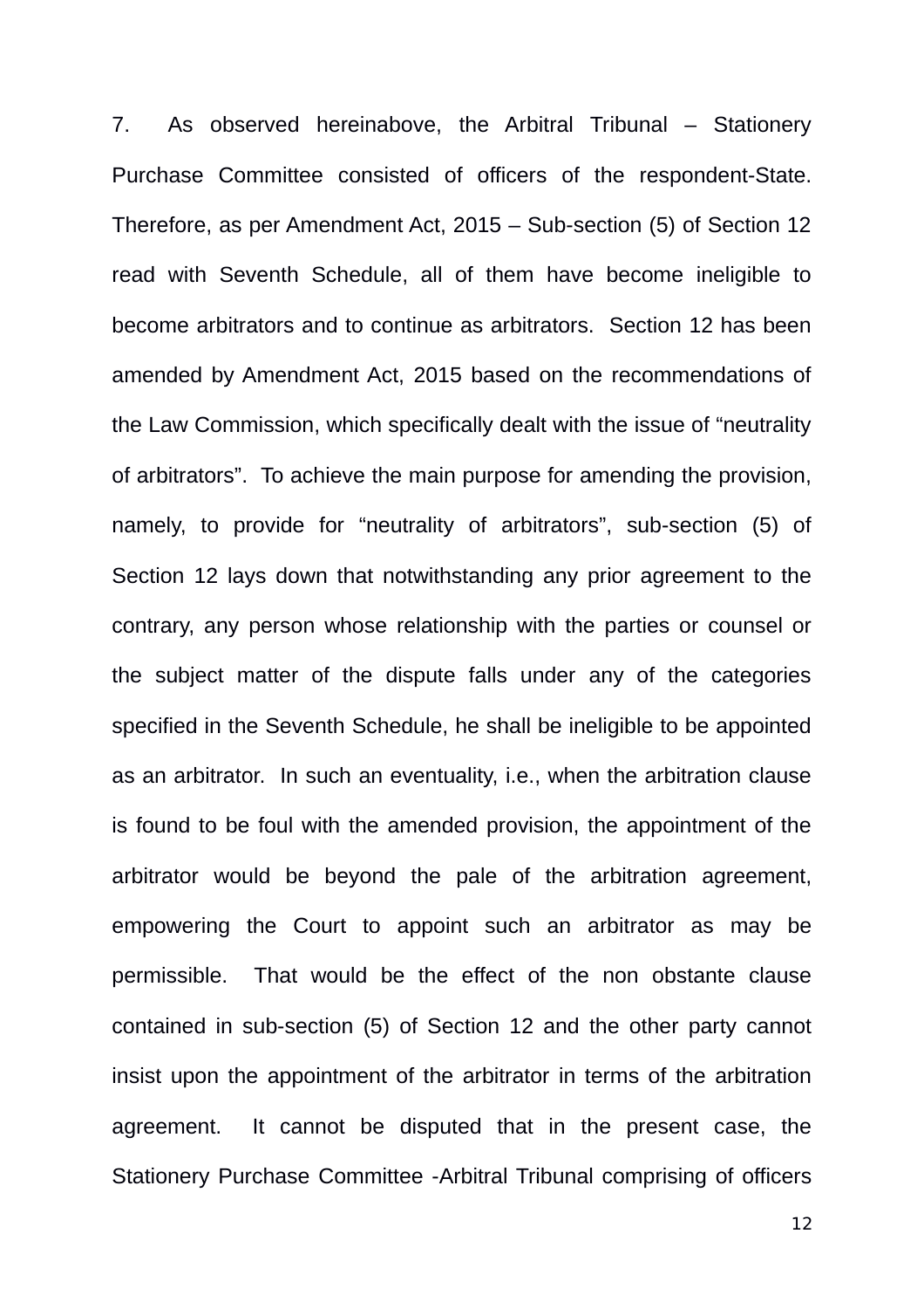7. As observed hereinabove, the Arbitral Tribunal – Stationery Purchase Committee consisted of officers of the respondent-State. Therefore, as per Amendment Act, 2015 – Sub-section (5) of Section 12 read with Seventh Schedule, all of them have become ineligible to become arbitrators and to continue as arbitrators. Section 12 has been amended by Amendment Act, 2015 based on the recommendations of the Law Commission, which specifically dealt with the issue of "neutrality of arbitrators". To achieve the main purpose for amending the provision, namely, to provide for "neutrality of arbitrators", sub-section (5) of Section 12 lays down that notwithstanding any prior agreement to the contrary, any person whose relationship with the parties or counsel or the subject matter of the dispute falls under any of the categories specified in the Seventh Schedule, he shall be ineligible to be appointed as an arbitrator. In such an eventuality, i.e., when the arbitration clause is found to be foul with the amended provision, the appointment of the arbitrator would be beyond the pale of the arbitration agreement, empowering the Court to appoint such an arbitrator as may be permissible. That would be the effect of the non obstante clause contained in sub-section (5) of Section 12 and the other party cannot insist upon the appointment of the arbitrator in terms of the arbitration agreement. It cannot be disputed that in the present case, the Stationery Purchase Committee -Arbitral Tribunal comprising of officers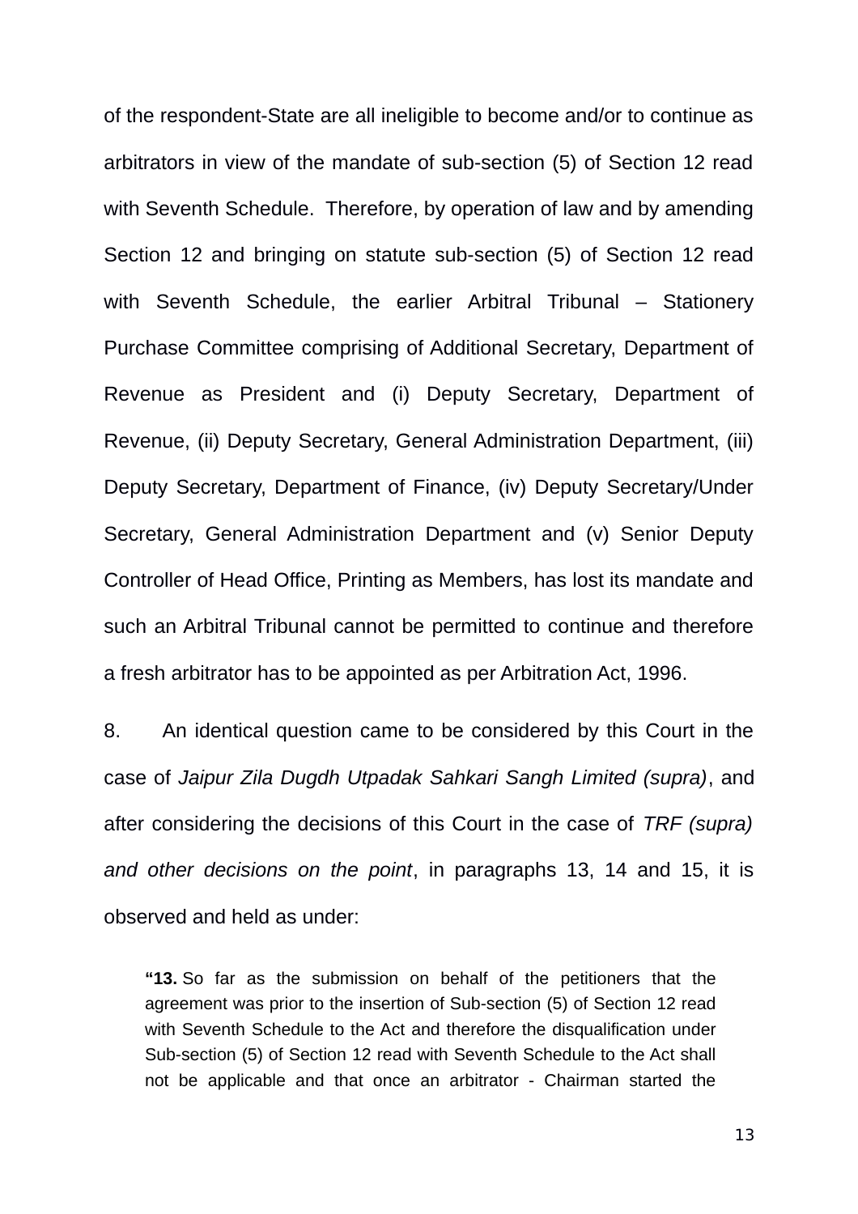of the respondent-State are all ineligible to become and/or to continue as arbitrators in view of the mandate of sub-section (5) of Section 12 read with Seventh Schedule. Therefore, by operation of law and by amending Section 12 and bringing on statute sub-section (5) of Section 12 read with Seventh Schedule, the earlier Arbitral Tribunal – Stationery Purchase Committee comprising of Additional Secretary, Department of Revenue as President and (i) Deputy Secretary, Department of Revenue, (ii) Deputy Secretary, General Administration Department, (iii) Deputy Secretary, Department of Finance, (iv) Deputy Secretary/Under Secretary, General Administration Department and (v) Senior Deputy Controller of Head Office, Printing as Members, has lost its mandate and such an Arbitral Tribunal cannot be permitted to continue and therefore a fresh arbitrator has to be appointed as per Arbitration Act, 1996.

8. An identical question came to be considered by this Court in the case of *Jaipur Zila Dugdh Utpadak Sahkari Sangh Limited (supra)*, and after considering the decisions of this Court in the case of *TRF (supra) and other decisions on the point*, in paragraphs 13, 14 and 15, it is observed and held as under:

> "**13.** So far as the submission on behalf of the petitioners that the agreement was prior to the insertion of Sub-section (5) of Section 12 read with Seventh Schedule to the Act and therefore the disqualification under Sub-section (5) of Section 12 read with Seventh Schedule to the Act shall not be applicable and that once an arbitrator - Chairman started the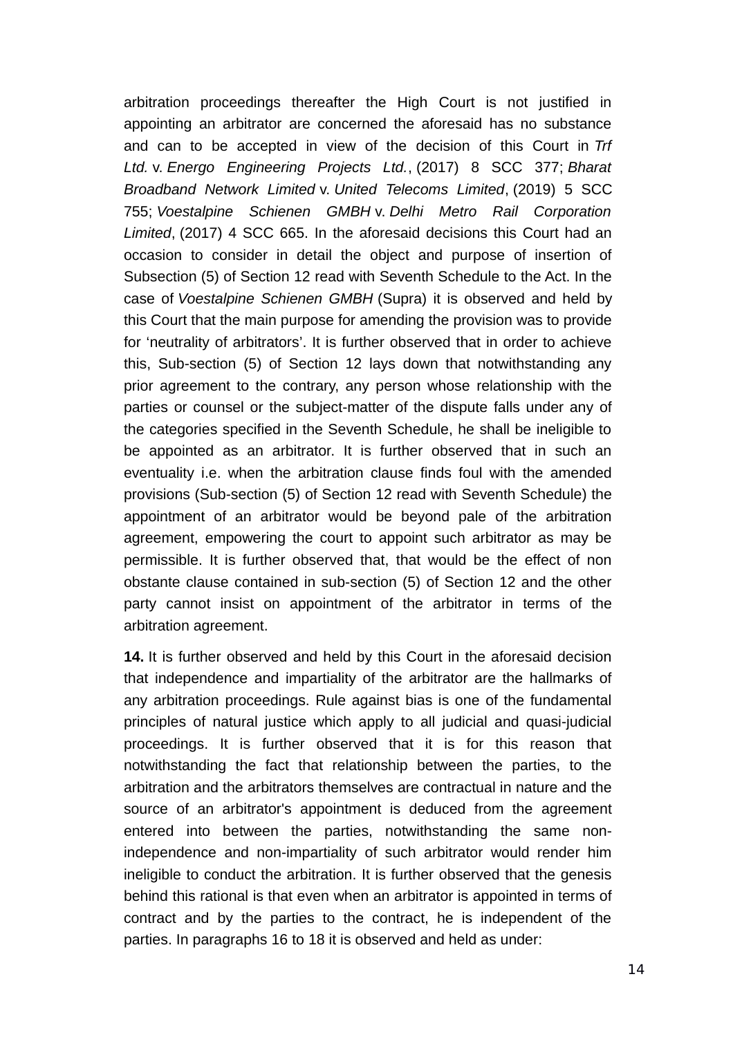arbitration proceedings thereafter the High Court is not justified in appointing an arbitrator are concerned the aforesaid has no substance and can to be accepted in view of the decision of this Court in *Trf Ltd.* v. *Energo Engineering Projects Ltd.*, (2017) 8 SCC 377; *Bharat Broadband Network Limited* v. *United Telecoms Limited*, (2019) 5 SCC 755; *Voestalpine Schienen GMBH* v. *Delhi Metro Rail Corporation Limited*, (2017) 4 SCC 665. In the aforesaid decisions this Court had an occasion to consider in detail the object and purpose of insertion of Subsection (5) of Section 12 read with Seventh Schedule to the Act. In the case of *Voestalpine Schienen GMBH* (Supra) it is observed and held by this Court that the main purpose for amending the provision was to provide for 'neutrality of arbitrators'. It is further observed that in order to achieve this, Sub-section (5) of Section 12 lays down that notwithstanding any prior agreement to the contrary, any person whose relationship with the parties or counsel or the subject-matter of the dispute falls under any of the categories specified in the Seventh Schedule, he shall be ineligible to be appointed as an arbitrator. It is further observed that in such an eventuality i.e. when the arbitration clause finds foul with the amended provisions (Sub-section (5) of Section 12 read with Seventh Schedule) the appointment of an arbitrator would be beyond pale of the arbitration agreement, empowering the court to appoint such arbitrator as may be permissible. It is further observed that, that would be the effect of non obstante clause contained in sub-section (5) of Section 12 and the other party cannot insist on appointment of the arbitrator in terms of the arbitration agreement.

**14.** It is further observed and held by this Court in the aforesaid decision that independence and impartiality of the arbitrator are the hallmarks of any arbitration proceedings. Rule against bias is one of the fundamental principles of natural justice which apply to all judicial and quasi-judicial proceedings. It is further observed that it is for this reason that notwithstanding the fact that relationship between the parties, to the arbitration and the arbitrators themselves are contractual in nature and the source of an arbitrator's appointment is deduced from the agreement entered into between the parties, notwithstanding the same non-independence and non-impartiality of such arbitrator would render him ineligible to conduct the arbitration. It is further observed that the genesis behind this rational is that even when an arbitrator is appointed in terms of contract and by the parties to the contract, he is independent of the parties. In paragraphs 16 to 18 it is observed and held as under: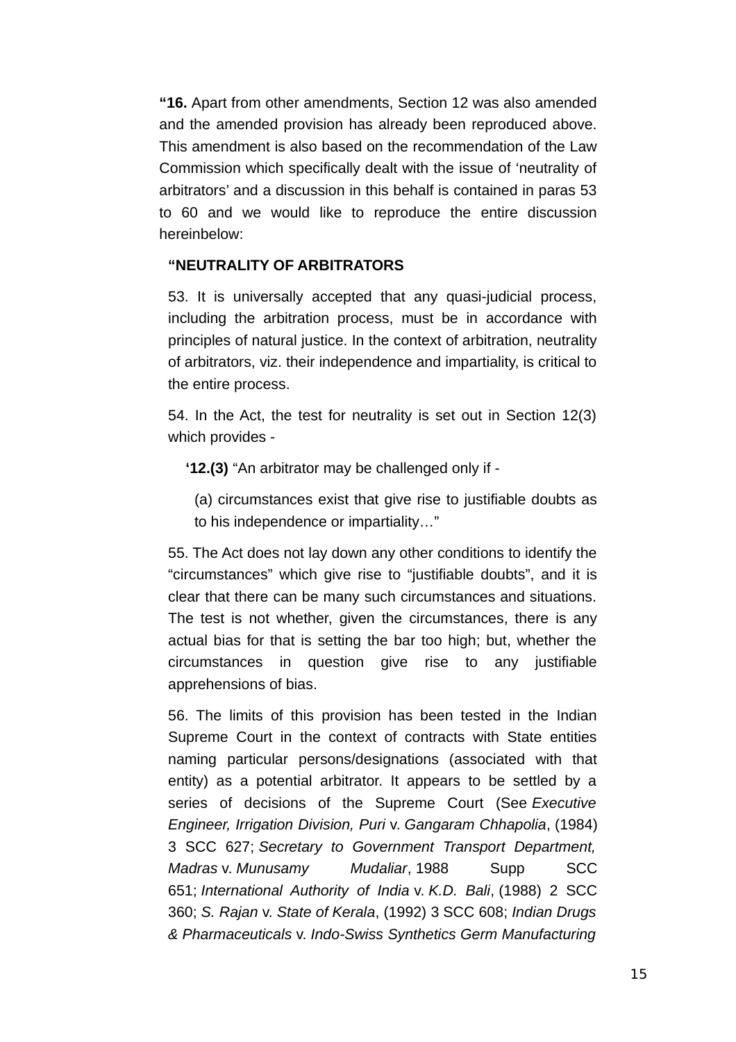**"16.** Apart from other amendments, Section 12 was also amended and the amended provision has already been reproduced above. This amendment is also based on the recommendation of the Law Commission which specifically dealt with the issue of 'neutrality of arbitrators' and a discussion in this behalf is contained in paras 53 to 60 and we would like to reproduce the entire discussion hereinbelow:

> **"NEUTRALITY OF ARBITRATORS**
>
> 53. It is universally accepted that any quasi-judicial process, including the arbitration process, must be in accordance with principles of natural justice. In the context of arbitration, neutrality of arbitrators, viz. their independence and impartiality, is critical to the entire process.
>
> 54. In the Act, the test for neutrality is set out in Section 12(3) which provides -
>
> > **'12.(3)** "An arbitrator may be challenged only if -
> >
> > (a) circumstances exist that give rise to justifiable doubts as to his independence or impartiality…"
>
> 55. The Act does not lay down any other conditions to identify the "circumstances" which give rise to "justifiable doubts", and it is clear that there can be many such circumstances and situations. The test is not whether, given the circumstances, there is any actual bias for that is setting the bar too high; but, whether the circumstances in question give rise to any justifiable apprehensions of bias.
>
> 56. The limits of this provision has been tested in the Indian Supreme Court in the context of contracts with State entities naming particular persons/designations (associated with that entity) as a potential arbitrator. It appears to be settled by a series of decisions of the Supreme Court (See *Executive Engineer, Irrigation Division, Puri* v. *Gangaram Chhapolia*, (1984) 3 SCC 627; *Secretary to Government Transport Department, Madras* v. *Munusamy Mudaliar*, 1988 Supp SCC 651; *International Authority of India* v. *K.D. Bali*, (1988) 2 SCC 360; *S. Rajan* v. *State of Kerala*, (1992) 3 SCC 608; *Indian Drugs & Pharmaceuticals* v. *Indo-Swiss Synthetics Germ Manufacturing*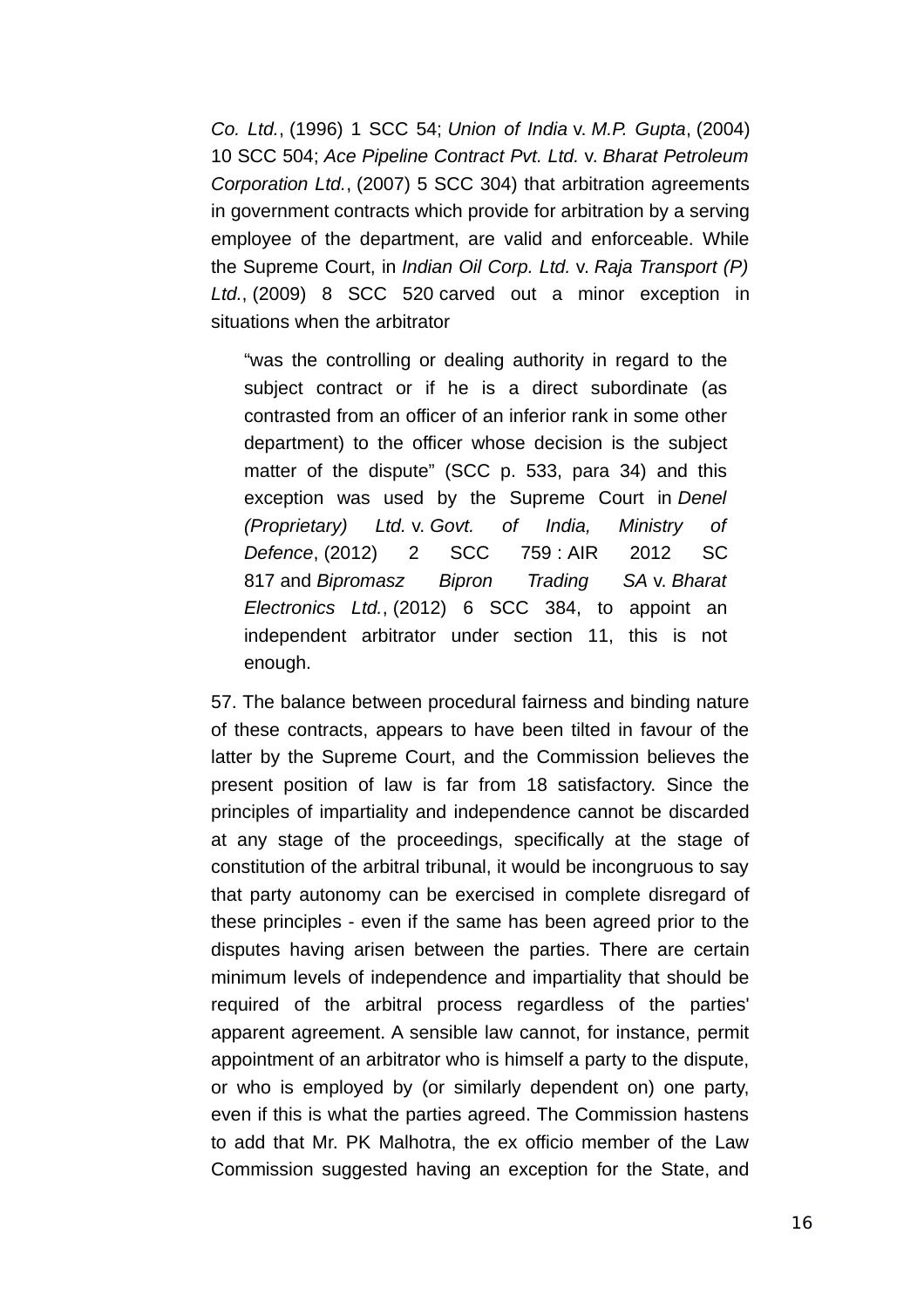*Co. Ltd.*, (1996) 1 SCC 54; *Union of India* v. *M.P. Gupta*, (2004) 10 SCC 504; *Ace Pipeline Contract Pvt. Ltd.* v. *Bharat Petroleum Corporation Ltd.*, (2007) 5 SCC 304) that arbitration agreements in government contracts which provide for arbitration by a serving employee of the department, are valid and enforceable. While the Supreme Court, in *Indian Oil Corp. Ltd.* v. *Raja Transport (P) Ltd.*, (2009) 8 SCC 520 carved out a minor exception in situations when the arbitrator

> "was the controlling or dealing authority in regard to the subject contract or if he is a direct subordinate (as contrasted from an officer of an inferior rank in some other department) to the officer whose decision is the subject matter of the dispute" (SCC p. 533, para 34) and this exception was used by the Supreme Court in *Denel (Proprietary) Ltd.* v. *Govt. of India, Ministry of Defence*, (2012) 2 SCC 759 : AIR 2012 SC 817 and *Bipromasz Bipron Trading SA* v. *Bharat Electronics Ltd.*, (2012) 6 SCC 384, to appoint an independent arbitrator under section 11, this is not enough.

57. The balance between procedural fairness and binding nature of these contracts, appears to have been tilted in favour of the latter by the Supreme Court, and the Commission believes the present position of law is far from 18 satisfactory. Since the principles of impartiality and independence cannot be discarded at any stage of the proceedings, specifically at the stage of constitution of the arbitral tribunal, it would be incongruous to say that party autonomy can be exercised in complete disregard of these principles - even if the same has been agreed prior to the disputes having arisen between the parties. There are certain minimum levels of independence and impartiality that should be required of the arbitral process regardless of the parties' apparent agreement. A sensible law cannot, for instance, permit appointment of an arbitrator who is himself a party to the dispute, or who is employed by (or similarly dependent on) one party, even if this is what the parties agreed. The Commission hastens to add that Mr. PK Malhotra, the ex officio member of the Law Commission suggested having an exception for the State, and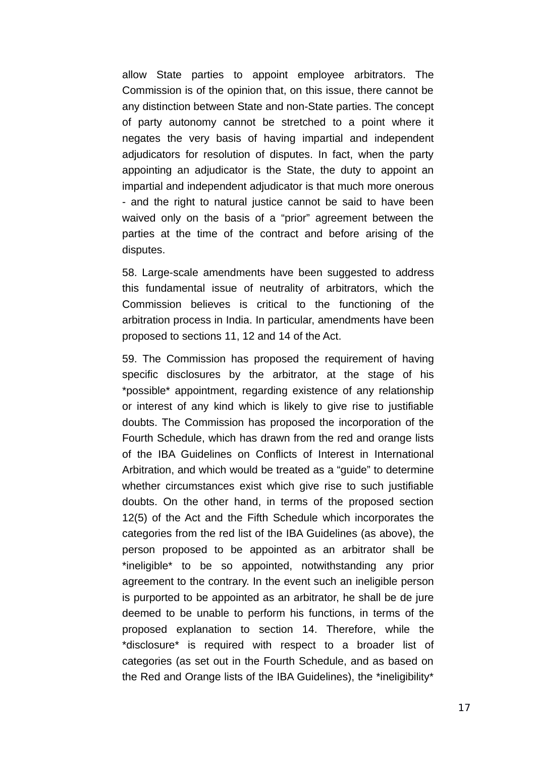allow State parties to appoint employee arbitrators. The Commission is of the opinion that, on this issue, there cannot be any distinction between State and non-State parties. The concept of party autonomy cannot be stretched to a point where it negates the very basis of having impartial and independent adjudicators for resolution of disputes. In fact, when the party appointing an adjudicator is the State, the duty to appoint an impartial and independent adjudicator is that much more onerous - and the right to natural justice cannot be said to have been waived only on the basis of a "prior" agreement between the parties at the time of the contract and before arising of the disputes.

58. Large-scale amendments have been suggested to address this fundamental issue of neutrality of arbitrators, which the Commission believes is critical to the functioning of the arbitration process in India. In particular, amendments have been proposed to sections 11, 12 and 14 of the Act.

59. The Commission has proposed the requirement of having specific disclosures by the arbitrator, at the stage of his *possible* appointment, regarding existence of any relationship or interest of any kind which is likely to give rise to justifiable doubts. The Commission has proposed the incorporation of the Fourth Schedule, which has drawn from the red and orange lists of the IBA Guidelines on Conflicts of Interest in International Arbitration, and which would be treated as a "guide" to determine whether circumstances exist which give rise to such justifiable doubts. On the other hand, in terms of the proposed section 12(5) of the Act and the Fifth Schedule which incorporates the categories from the red list of the IBA Guidelines (as above), the person proposed to be appointed as an arbitrator shall be *ineligible* to be so appointed, notwithstanding any prior agreement to the contrary. In the event such an ineligible person is purported to be appointed as an arbitrator, he shall be de jure deemed to be unable to perform his functions, in terms of the proposed explanation to section 14. Therefore, while the *disclosure* is required with respect to a broader list of categories (as set out in the Fourth Schedule, and as based on the Red and Orange lists of the IBA Guidelines), the *ineligibility*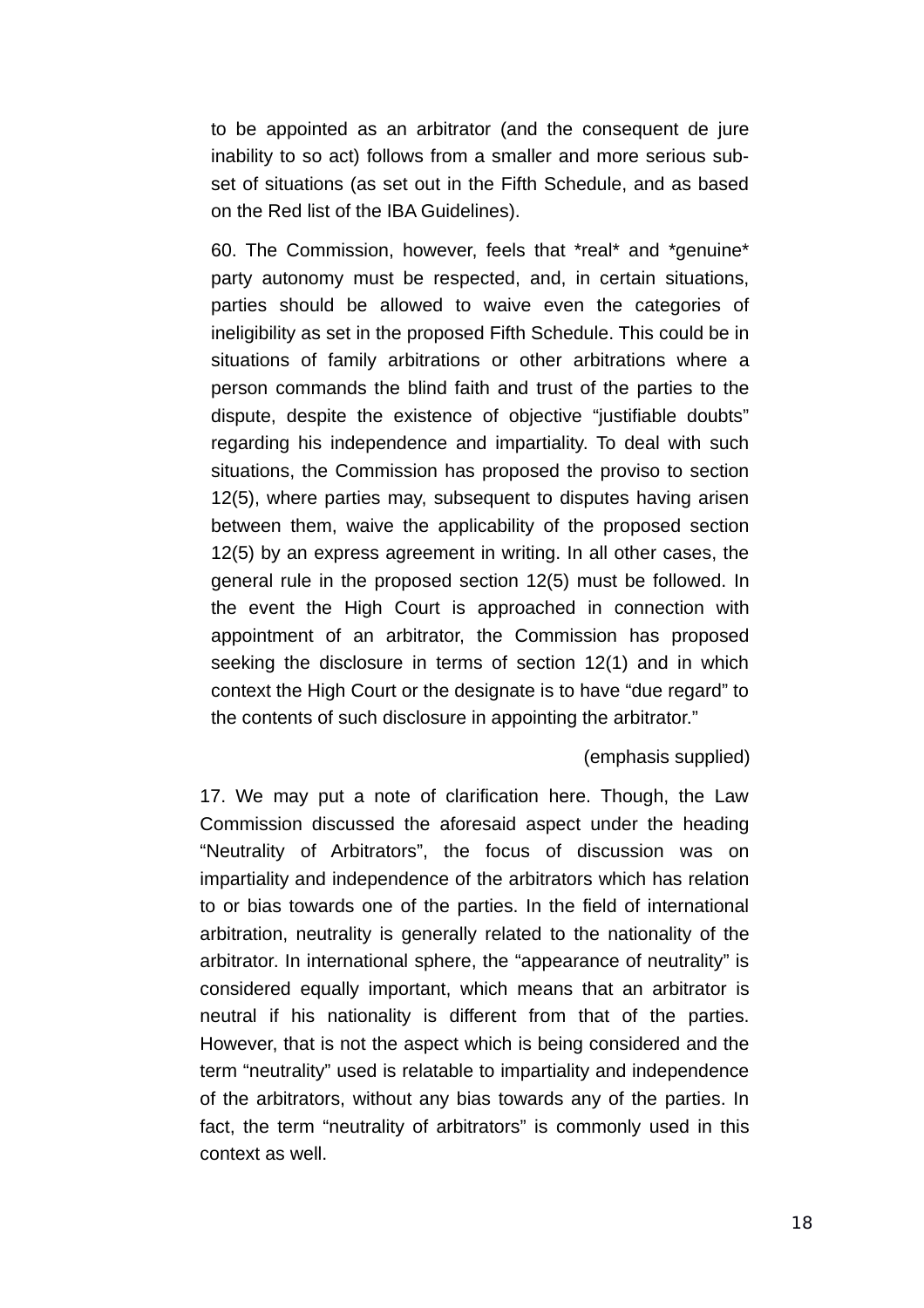to be appointed as an arbitrator (and the consequent de jure inability to so act) follows from a smaller and more serious sub-set of situations (as set out in the Fifth Schedule, and as based on the Red list of the IBA Guidelines).

60. The Commission, however, feels that *real* and *genuine* party autonomy must be respected, and, in certain situations, parties should be allowed to waive even the categories of ineligibility as set in the proposed Fifth Schedule. This could be in situations of family arbitrations or other arbitrations where a person commands the blind faith and trust of the parties to the dispute, despite the existence of objective "justifiable doubts" regarding his independence and impartiality. To deal with such situations, the Commission has proposed the proviso to section 12(5), where parties may, subsequent to disputes having arisen between them, waive the applicability of the proposed section 12(5) by an express agreement in writing. In all other cases, the general rule in the proposed section 12(5) must be followed. In the event the High Court is approached in connection with appointment of an arbitrator, the Commission has proposed seeking the disclosure in terms of section 12(1) and in which context the High Court or the designate is to have "due regard" to the contents of such disclosure in appointing the arbitrator."

(emphasis supplied)

17. We may put a note of clarification here. Though, the Law Commission discussed the aforesaid aspect under the heading "Neutrality of Arbitrators", the focus of discussion was on impartiality and independence of the arbitrators which has relation to or bias towards one of the parties. In the field of international arbitration, neutrality is generally related to the nationality of the arbitrator. In international sphere, the "appearance of neutrality" is considered equally important, which means that an arbitrator is neutral if his nationality is different from that of the parties. However, that is not the aspect which is being considered and the term "neutrality" used is relatable to impartiality and independence of the arbitrators, without any bias towards any of the parties. In fact, the term "neutrality of arbitrators" is commonly used in this context as well.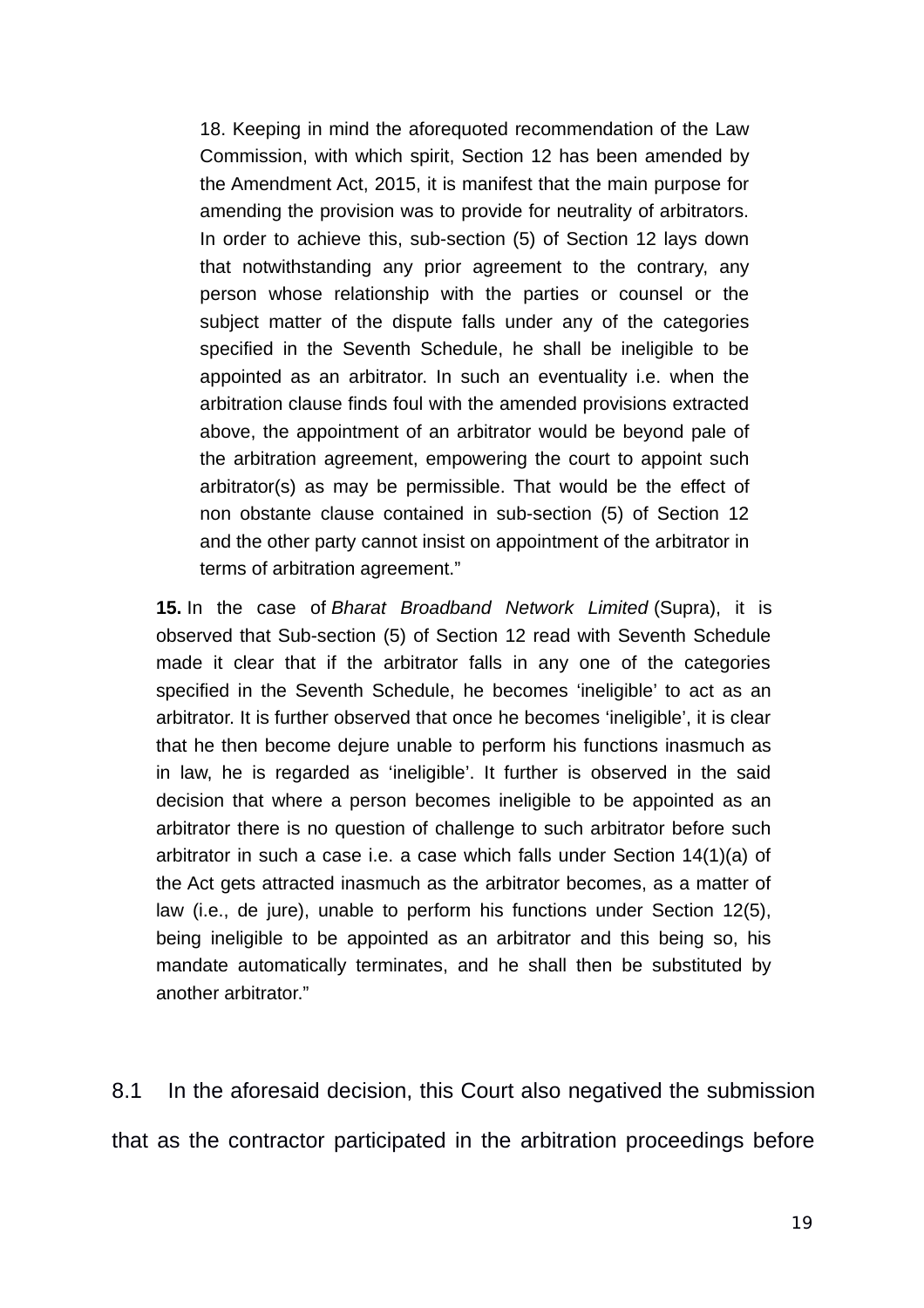> 18. Keeping in mind the aforequoted recommendation of the Law Commission, with which spirit, Section 12 has been amended by the Amendment Act, 2015, it is manifest that the main purpose for amending the provision was to provide for neutrality of arbitrators. In order to achieve this, sub-section (5) of Section 12 lays down that notwithstanding any prior agreement to the contrary, any person whose relationship with the parties or counsel or the subject matter of the dispute falls under any of the categories specified in the Seventh Schedule, he shall be ineligible to be appointed as an arbitrator. In such an eventuality i.e. when the arbitration clause finds foul with the amended provisions extracted above, the appointment of an arbitrator would be beyond pale of the arbitration agreement, empowering the court to appoint such arbitrator(s) as may be permissible. That would be the effect of non obstante clause contained in sub-section (5) of Section 12 and the other party cannot insist on appointment of the arbitrator in terms of arbitration agreement."

**15.** In the case of *Bharat Broadband Network Limited* (Supra), it is observed that Sub-section (5) of Section 12 read with Seventh Schedule made it clear that if the arbitrator falls in any one of the categories specified in the Seventh Schedule, he becomes 'ineligible' to act as an arbitrator. It is further observed that once he becomes 'ineligible', it is clear that he then become dejure unable to perform his functions inasmuch as in law, he is regarded as 'ineligible'. It further is observed in the said decision that where a person becomes ineligible to be appointed as an arbitrator there is no question of challenge to such arbitrator before such arbitrator in such a case i.e. a case which falls under Section 14(1)(a) of the Act gets attracted inasmuch as the arbitrator becomes, as a matter of law (i.e., de jure), unable to perform his functions under Section 12(5), being ineligible to be appointed as an arbitrator and this being so, his mandate automatically terminates, and he shall then be substituted by another arbitrator."

8.1 In the aforesaid decision, this Court also negatived the submission that as the contractor participated in the arbitration proceedings before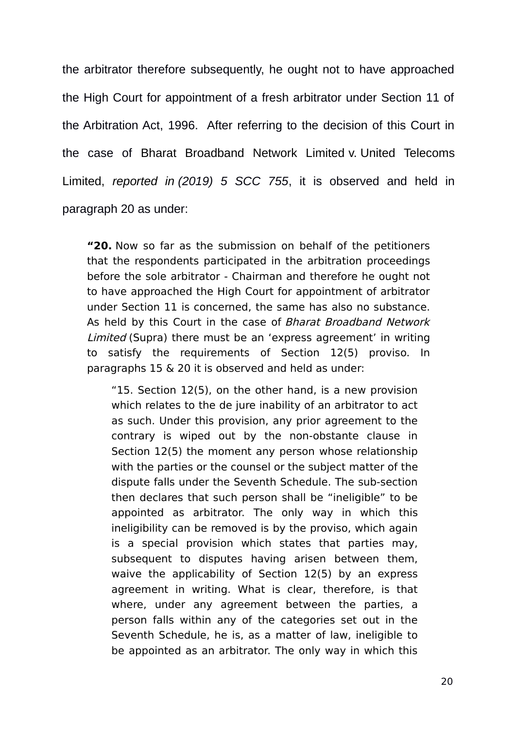the arbitrator therefore subsequently, he ought not to have approached the High Court for appointment of a fresh arbitrator under Section 11 of the Arbitration Act, 1996. After referring to the decision of this Court in the case of Bharat Broadband Network Limited v. United Telecoms Limited, *reported in (2019) 5 SCC 755*, it is observed and held in paragraph 20 as under:

> **"20.** Now so far as the submission on behalf of the petitioners that the respondents participated in the arbitration proceedings before the sole arbitrator - Chairman and therefore he ought not to have approached the High Court for appointment of arbitrator under Section 11 is concerned, the same has also no substance. As held by this Court in the case of *Bharat Broadband Network Limited* (Supra) there must be an 'express agreement' in writing to satisfy the requirements of Section 12(5) proviso. In paragraphs 15 & 20 it is observed and held as under:
>
> > "15. Section 12(5), on the other hand, is a new provision which relates to the de jure inability of an arbitrator to act as such. Under this provision, any prior agreement to the contrary is wiped out by the non-obstante clause in Section 12(5) the moment any person whose relationship with the parties or the counsel or the subject matter of the dispute falls under the Seventh Schedule. The sub-section then declares that such person shall be "ineligible" to be appointed as arbitrator. The only way in which this ineligibility can be removed is by the proviso, which again is a special provision which states that parties may, subsequent to disputes having arisen between them, waive the applicability of Section 12(5) by an express agreement in writing. What is clear, therefore, is that where, under any agreement between the parties, a person falls within any of the categories set out in the Seventh Schedule, he is, as a matter of law, ineligible to be appointed as an arbitrator. The only way in which this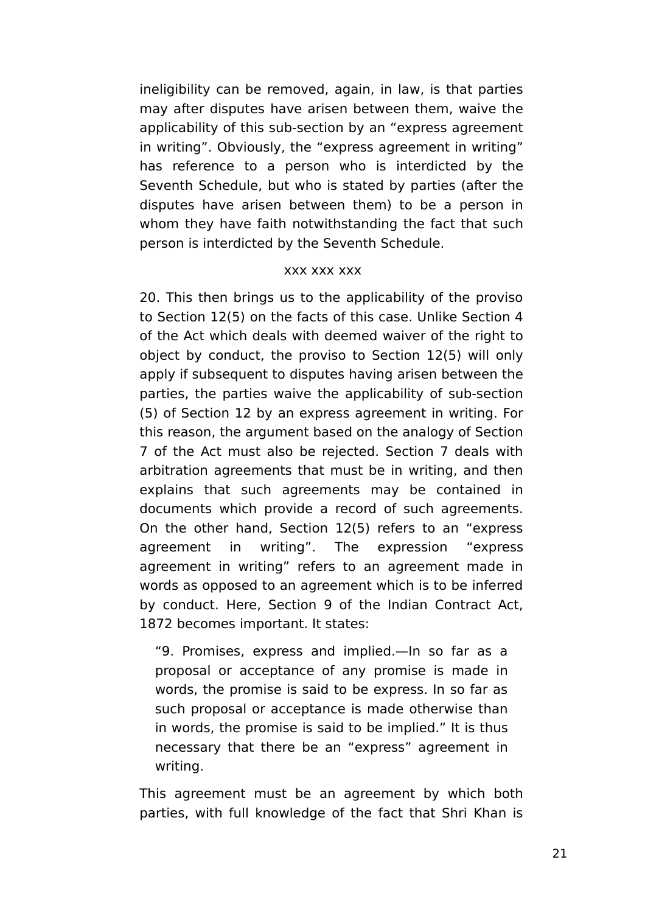ineligibility can be removed, again, in law, is that parties may after disputes have arisen between them, waive the applicability of this sub-section by an "express agreement in writing". Obviously, the "express agreement in writing" has reference to a person who is interdicted by the Seventh Schedule, but who is stated by parties (after the disputes have arisen between them) to be a person in whom they have faith notwithstanding the fact that such person is interdicted by the Seventh Schedule.

xxx xxx xxx

20. This then brings us to the applicability of the proviso to Section 12(5) on the facts of this case. Unlike Section 4 of the Act which deals with deemed waiver of the right to object by conduct, the proviso to Section 12(5) will only apply if subsequent to disputes having arisen between the parties, the parties waive the applicability of sub-section (5) of Section 12 by an express agreement in writing. For this reason, the argument based on the analogy of Section 7 of the Act must also be rejected. Section 7 deals with arbitration agreements that must be in writing, and then explains that such agreements may be contained in documents which provide a record of such agreements. On the other hand, Section 12(5) refers to an "express agreement in writing". The expression "express agreement in writing" refers to an agreement made in words as opposed to an agreement which is to be inferred by conduct. Here, Section 9 of the Indian Contract Act, 1872 becomes important. It states:

> "9. Promises, express and implied.—In so far as a proposal or acceptance of any promise is made in words, the promise is said to be express. In so far as such proposal or acceptance is made otherwise than in words, the promise is said to be implied." It is thus necessary that there be an "express" agreement in writing.

This agreement must be an agreement by which both parties, with full knowledge of the fact that Shri Khan is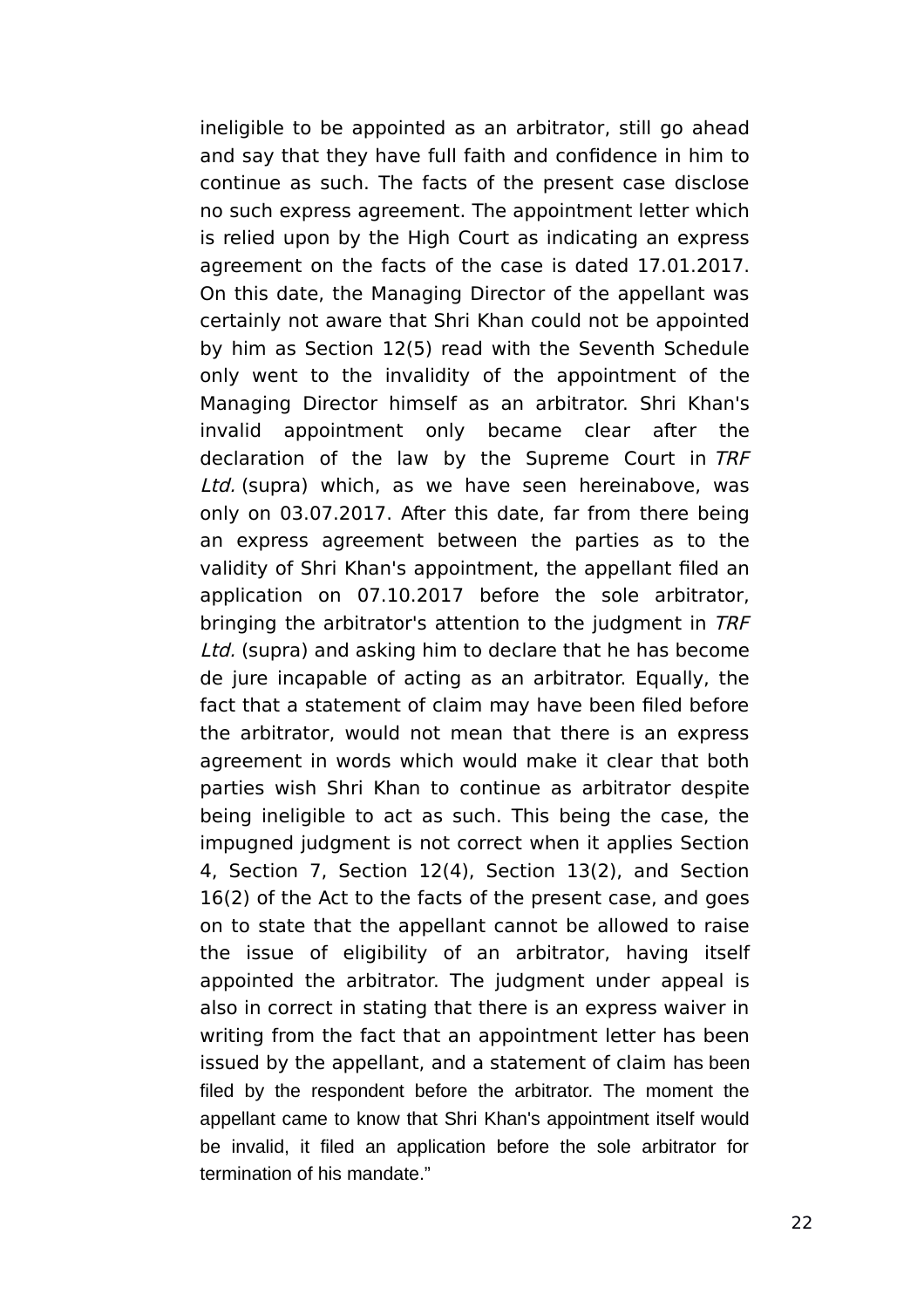ineligible to be appointed as an arbitrator, still go ahead and say that they have full faith and confidence in him to continue as such. The facts of the present case disclose no such express agreement. The appointment letter which is relied upon by the High Court as indicating an express agreement on the facts of the case is dated 17.01.2017. On this date, the Managing Director of the appellant was certainly not aware that Shri Khan could not be appointed by him as Section 12(5) read with the Seventh Schedule only went to the invalidity of the appointment of the Managing Director himself as an arbitrator. Shri Khan's invalid appointment only became clear after the declaration of the law by the Supreme Court in *TRF Ltd.* (supra) which, as we have seen hereinabove, was only on 03.07.2017. After this date, far from there being an express agreement between the parties as to the validity of Shri Khan's appointment, the appellant filed an application on 07.10.2017 before the sole arbitrator, bringing the arbitrator's attention to the judgment in *TRF Ltd.* (supra) and asking him to declare that he has become de jure incapable of acting as an arbitrator. Equally, the fact that a statement of claim may have been filed before the arbitrator, would not mean that there is an express agreement in words which would make it clear that both parties wish Shri Khan to continue as arbitrator despite being ineligible to act as such. This being the case, the impugned judgment is not correct when it applies Section 4, Section 7, Section 12(4), Section 13(2), and Section 16(2) of the Act to the facts of the present case, and goes on to state that the appellant cannot be allowed to raise the issue of eligibility of an arbitrator, having itself appointed the arbitrator. The judgment under appeal is also in correct in stating that there is an express waiver in writing from the fact that an appointment letter has been issued by the appellant, and a statement of claim has been filed by the respondent before the arbitrator. The moment the appellant came to know that Shri Khan's appointment itself would be invalid, it filed an application before the sole arbitrator for termination of his mandate."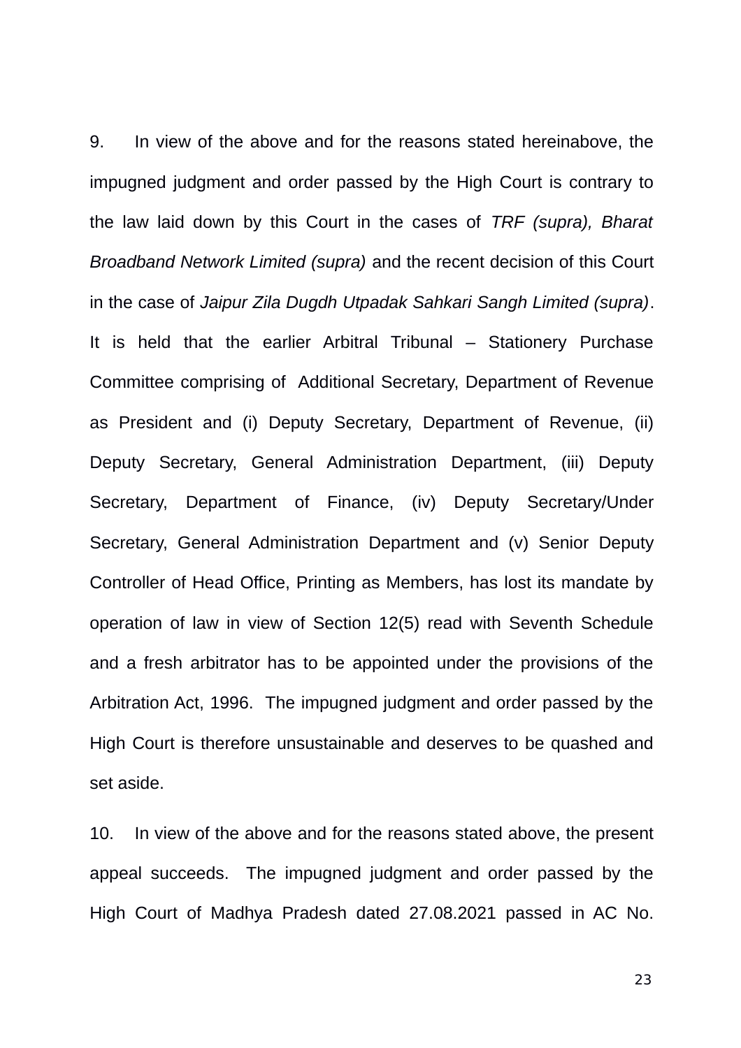9. In view of the above and for the reasons stated hereinabove, the impugned judgment and order passed by the High Court is contrary to the law laid down by this Court in the cases of *TRF (supra), Bharat Broadband Network Limited (supra)* and the recent decision of this Court in the case of *Jaipur Zila Dugdh Utpadak Sahkari Sangh Limited (supra)*. It is held that the earlier Arbitral Tribunal – Stationery Purchase Committee comprising of Additional Secretary, Department of Revenue as President and (i) Deputy Secretary, Department of Revenue, (ii) Deputy Secretary, General Administration Department, (iii) Deputy Secretary, Department of Finance, (iv) Deputy Secretary/Under Secretary, General Administration Department and (v) Senior Deputy Controller of Head Office, Printing as Members, has lost its mandate by operation of law in view of Section 12(5) read with Seventh Schedule and a fresh arbitrator has to be appointed under the provisions of the Arbitration Act, 1996. The impugned judgment and order passed by the High Court is therefore unsustainable and deserves to be quashed and set aside.

10. In view of the above and for the reasons stated above, the present appeal succeeds. The impugned judgment and order passed by the High Court of Madhya Pradesh dated 27.08.2021 passed in AC No.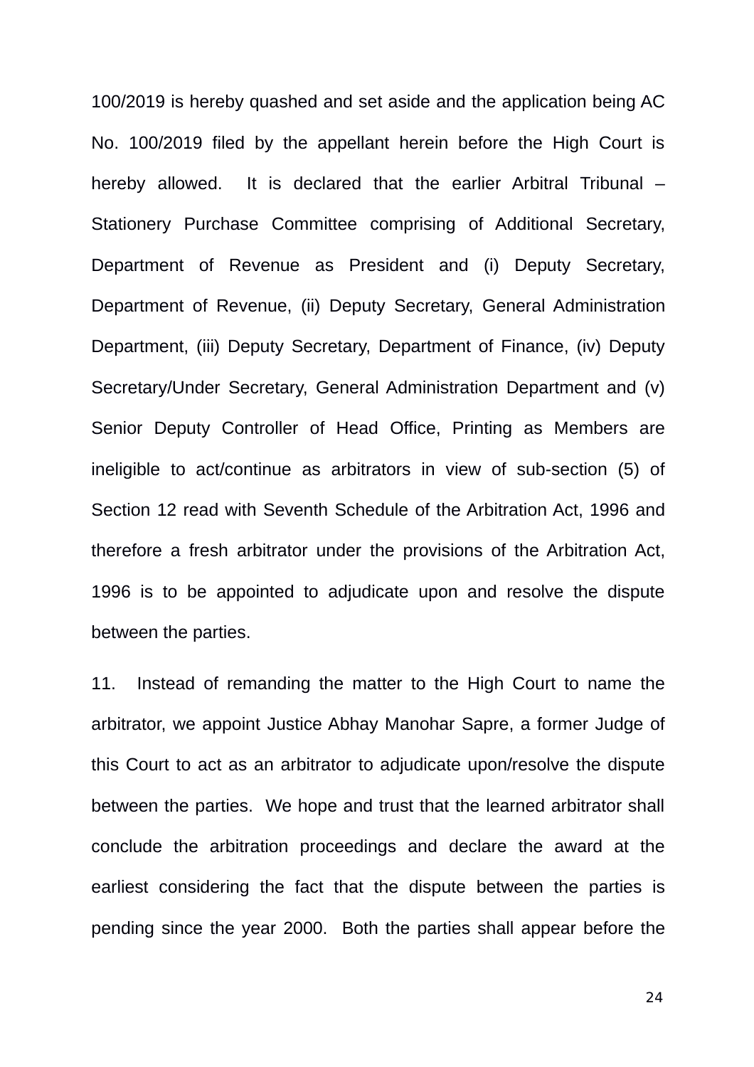100/2019 is hereby quashed and set aside and the application being AC No. 100/2019 filed by the appellant herein before the High Court is hereby allowed. It is declared that the earlier Arbitral Tribunal – Stationery Purchase Committee comprising of Additional Secretary, Department of Revenue as President and (i) Deputy Secretary, Department of Revenue, (ii) Deputy Secretary, General Administration Department, (iii) Deputy Secretary, Department of Finance, (iv) Deputy Secretary/Under Secretary, General Administration Department and (v) Senior Deputy Controller of Head Office, Printing as Members are ineligible to act/continue as arbitrators in view of sub-section (5) of Section 12 read with Seventh Schedule of the Arbitration Act, 1996 and therefore a fresh arbitrator under the provisions of the Arbitration Act, 1996 is to be appointed to adjudicate upon and resolve the dispute between the parties.

11. Instead of remanding the matter to the High Court to name the arbitrator, we appoint Justice Abhay Manohar Sapre, a former Judge of this Court to act as an arbitrator to adjudicate upon/resolve the dispute between the parties. We hope and trust that the learned arbitrator shall conclude the arbitration proceedings and declare the award at the earliest considering the fact that the dispute between the parties is pending since the year 2000. Both the parties shall appear before the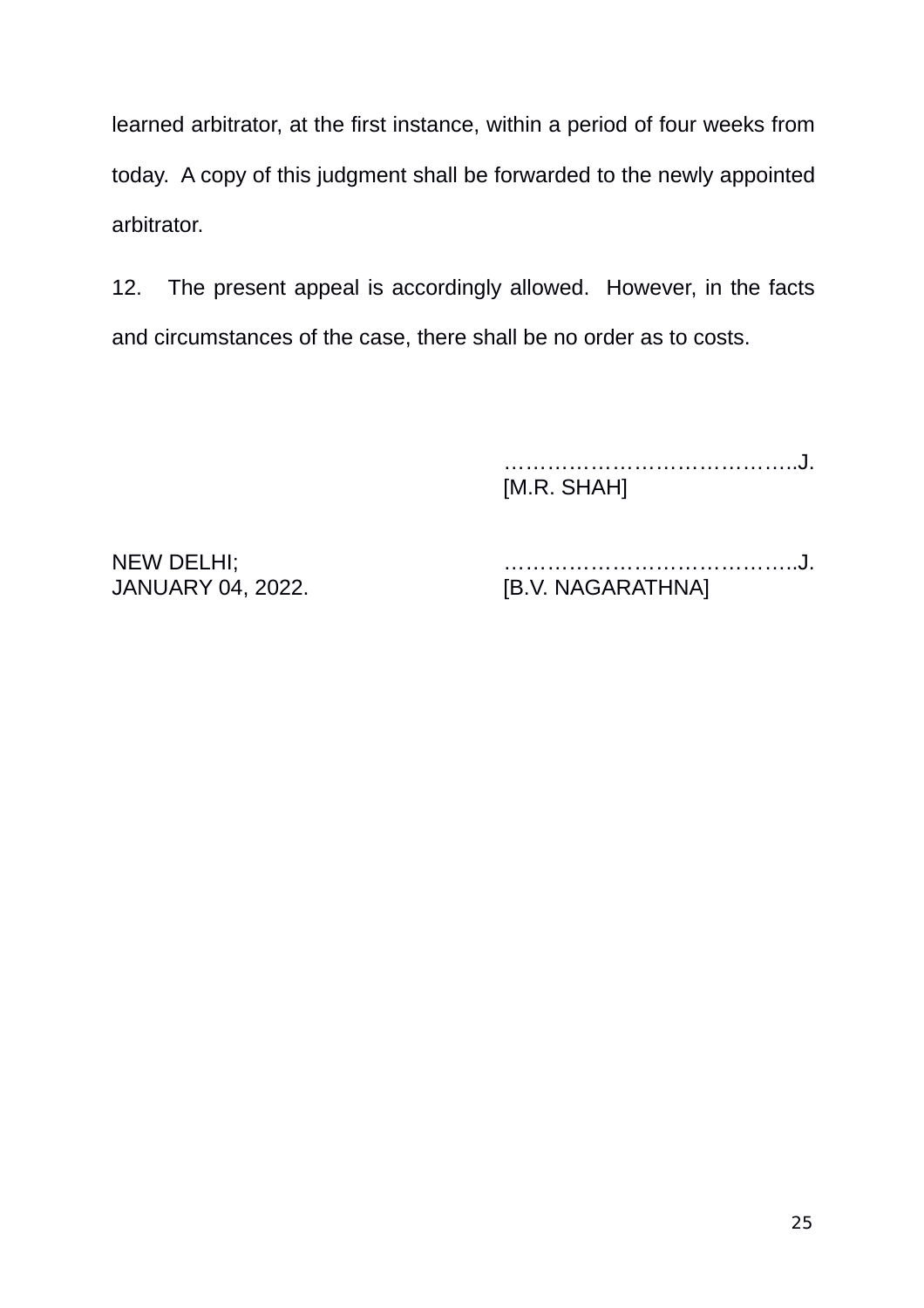learned arbitrator, at the first instance, within a period of four weeks from today. A copy of this judgment shall be forwarded to the newly appointed arbitrator.

12. The present appeal is accordingly allowed. However, in the facts and circumstances of the case, there shall be no order as to costs.

…………………………………..J.
[M.R. SHAH]

NEW DELHI;
JANUARY 04, 2022.

…………………………………..J.
[B.V. NAGARATHNA]